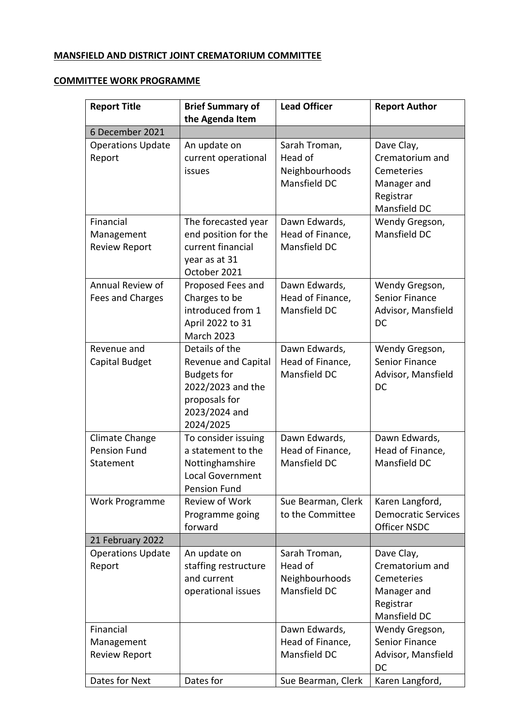**MANSFIELD AND DISTRICT JOINT CREMATORIUM COMMITTEE**

**COMMITTEE WORK PROGRAMME**

| Report Title | Brief Summary of the Agenda Item | Lead Officer | Report Author |
|---|---|---|---|
| 6 December 2021 | | | |
| Operations Update Report | An update on current operational issues | Sarah Troman, Head of Neighbourhoods Mansfield DC | Dave Clay, Crematorium and Cemeteries Manager and Registrar Mansfield DC |
| Financial Management Review Report | The forecasted year end position for the current financial year as at 31 October 2021 | Dawn Edwards, Head of Finance, Mansfield DC | Wendy Gregson, Mansfield DC |
| Annual Review of Fees and Charges | Proposed Fees and Charges to be introduced from 1 April 2022 to 31 March 2023 | Dawn Edwards, Head of Finance, Mansfield DC | Wendy Gregson, Senior Finance Advisor, Mansfield DC |
| Revenue and Capital Budget | Details of the Revenue and Capital Budgets for 2022/2023 and the proposals for 2023/2024 and 2024/2025 | Dawn Edwards, Head of Finance, Mansfield DC | Wendy Gregson, Senior Finance Advisor, Mansfield DC |
| Climate Change Pension Fund Statement | To consider issuing a statement to the Nottinghamshire Local Government Pension Fund | Dawn Edwards, Head of Finance, Mansfield DC | Dawn Edwards, Head of Finance, Mansfield DC |
| Work Programme | Review of Work Programme going forward | Sue Bearman, Clerk to the Committee | Karen Langford, Democratic Services Officer NSDC |
| 21 February 2022 | | | |
| Operations Update Report | An update on staffing restructure and current operational issues | Sarah Troman, Head of Neighbourhoods Mansfield DC | Dave Clay, Crematorium and Cemeteries Manager and Registrar Mansfield DC |
| Financial Management Review Report | | Dawn Edwards, Head of Finance, Mansfield DC | Wendy Gregson, Senior Finance Advisor, Mansfield DC |
| Dates for Next | Dates for | Sue Bearman, Clerk | Karen Langford, |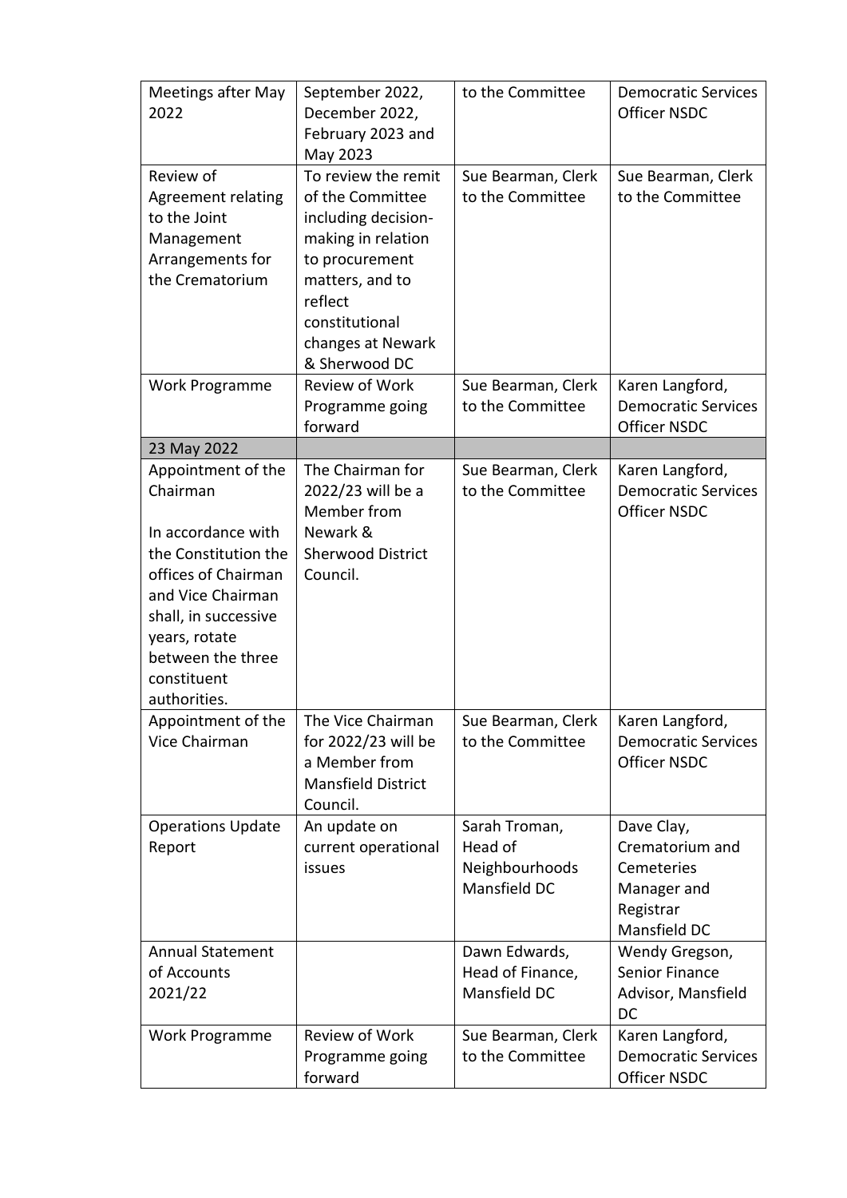| | | | |
|---|---|---|---|
| Meetings after May 2022 | September 2022, December 2022, February 2023 and May 2023 | to the Committee | Democratic Services Officer NSDC |
| Review of Agreement relating to the Joint Management Arrangements for the Crematorium | To review the remit of the Committee including decision-making in relation to procurement matters, and to reflect constitutional changes at Newark & Sherwood DC | Sue Bearman, Clerk to the Committee | Sue Bearman, Clerk to the Committee |
| Work Programme | Review of Work Programme going forward | Sue Bearman, Clerk to the Committee | Karen Langford, Democratic Services Officer NSDC |
| 23 May 2022 | | | |
| Appointment of the Chairman<br><br>In accordance with the Constitution the offices of Chairman and Vice Chairman shall, in successive years, rotate between the three constituent authorities. | The Chairman for 2022/23 will be a Member from Newark & Sherwood District Council. | Sue Bearman, Clerk to the Committee | Karen Langford, Democratic Services Officer NSDC |
| Appointment of the Vice Chairman | The Vice Chairman for 2022/23 will be a Member from Mansfield District Council. | Sue Bearman, Clerk to the Committee | Karen Langford, Democratic Services Officer NSDC |
| Operations Update Report | An update on current operational issues | Sarah Troman, Head of Neighbourhoods Mansfield DC | Dave Clay, Crematorium and Cemeteries Manager and Registrar Mansfield DC |
| Annual Statement of Accounts 2021/22 | | Dawn Edwards, Head of Finance, Mansfield DC | Wendy Gregson, Senior Finance Advisor, Mansfield DC |
| Work Programme | Review of Work Programme going forward | Sue Bearman, Clerk to the Committee | Karen Langford, Democratic Services Officer NSDC |